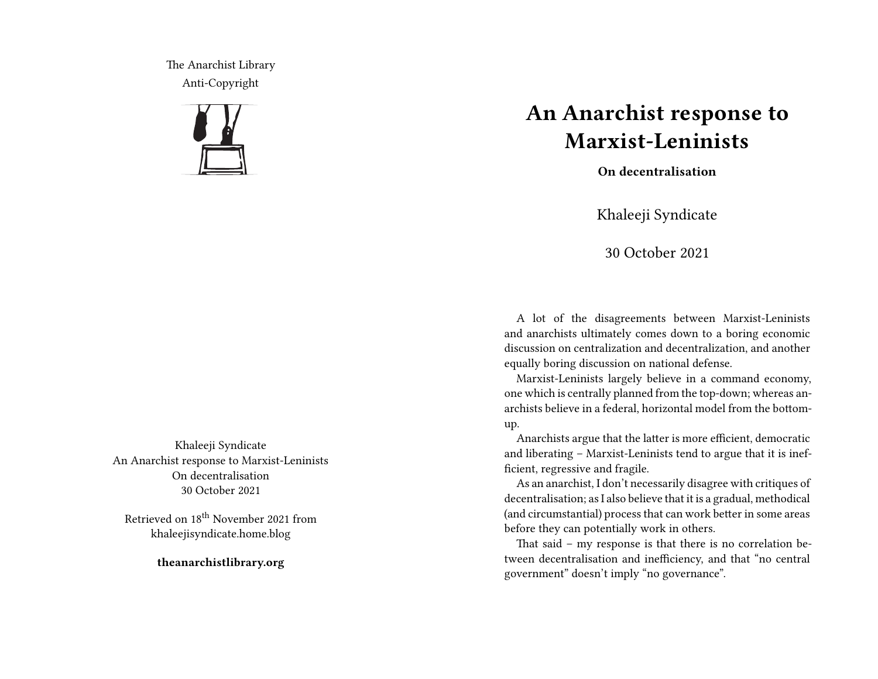The Anarchist Library
Anti-Copyright

Khaleeji Syndicate
An Anarchist response to Marxist-Leninists
On decentralisation
30 October 2021

Retrieved on 18th November 2021 from khaleejisyndicate.home.blog

**theanarchistlibrary.org**

# An Anarchist response to Marxist-Leninists

**On decentralisation**

Khaleeji Syndicate

30 October 2021

A lot of the disagreements between Marxist-Leninists and anarchists ultimately comes down to a boring economic discussion on centralization and decentralization, and another equally boring discussion on national defense.

Marxist-Leninists largely believe in a command economy, one which is centrally planned from the top-down; whereas anarchists believe in a federal, horizontal model from the bottom-up.

Anarchists argue that the latter is more efficient, democratic and liberating – Marxist-Leninists tend to argue that it is inefficient, regressive and fragile.

As an anarchist, I don't necessarily disagree with critiques of decentralisation; as I also believe that it is a gradual, methodical (and circumstantial) process that can work better in some areas before they can potentially work in others.

That said – my response is that there is no correlation between decentralisation and inefficiency, and that "no central government" doesn't imply "no governance".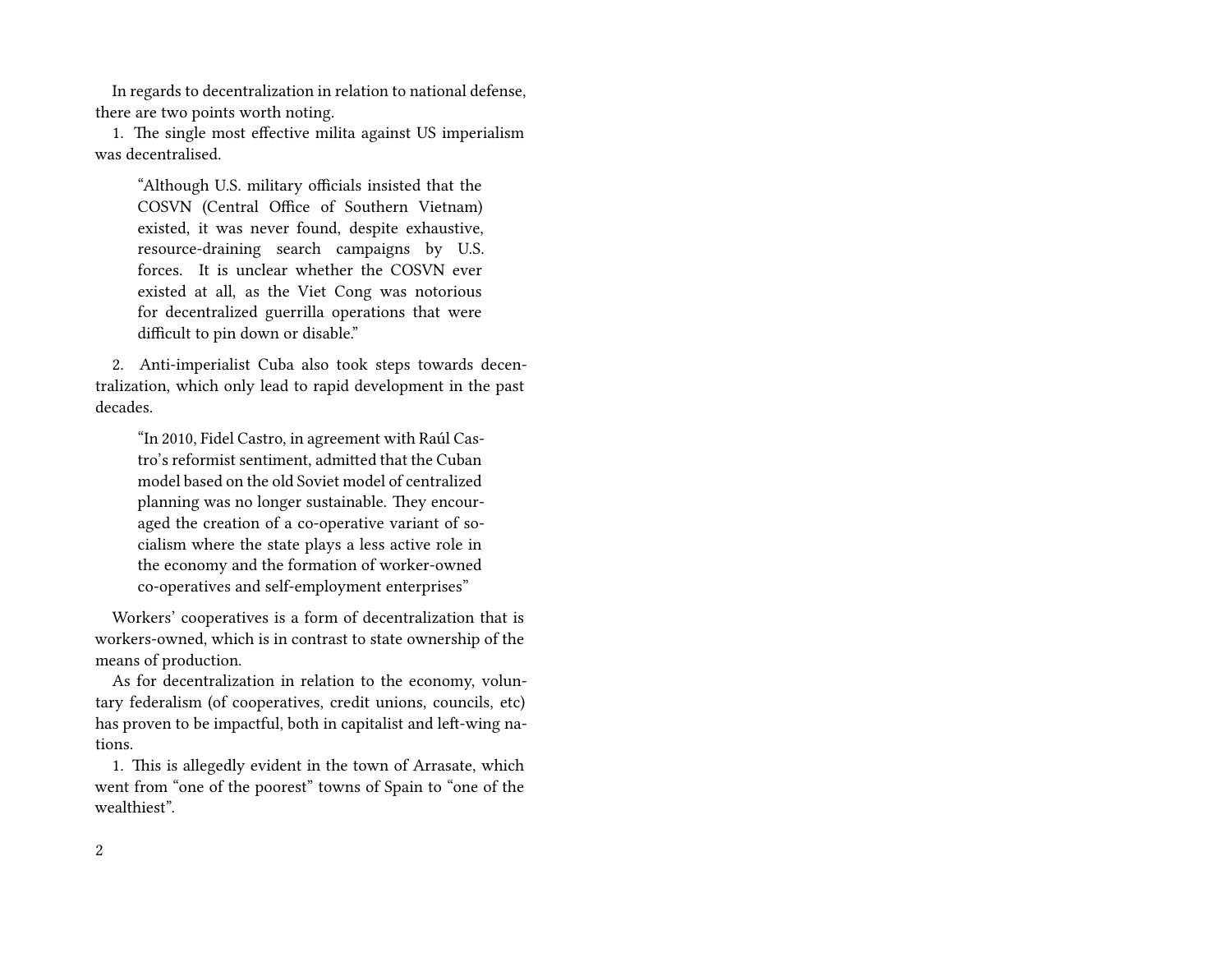In regards to decentralization in relation to national defense, there are two points worth noting.

1. The single most effective milita against US imperialism was decentralised.

> "Although U.S. military officials insisted that the COSVN (Central Office of Southern Vietnam) existed, it was never found, despite exhaustive, resource-draining search campaigns by U.S. forces. It is unclear whether the COSVN ever existed at all, as the Viet Cong was notorious for decentralized guerrilla operations that were difficult to pin down or disable."

2. Anti-imperialist Cuba also took steps towards decentralization, which only lead to rapid development in the past decades.

> "In 2010, Fidel Castro, in agreement with Raúl Castro's reformist sentiment, admitted that the Cuban model based on the old Soviet model of centralized planning was no longer sustainable. They encouraged the creation of a co-operative variant of socialism where the state plays a less active role in the economy and the formation of worker-owned co-operatives and self-employment enterprises"

Workers' cooperatives is a form of decentralization that is workers-owned, which is in contrast to state ownership of the means of production.

As for decentralization in relation to the economy, voluntary federalism (of cooperatives, credit unions, councils, etc) has proven to be impactful, both in capitalist and left-wing nations.

1. This is allegedly evident in the town of Arrasate, which went from "one of the poorest" towns of Spain to "one of the wealthiest".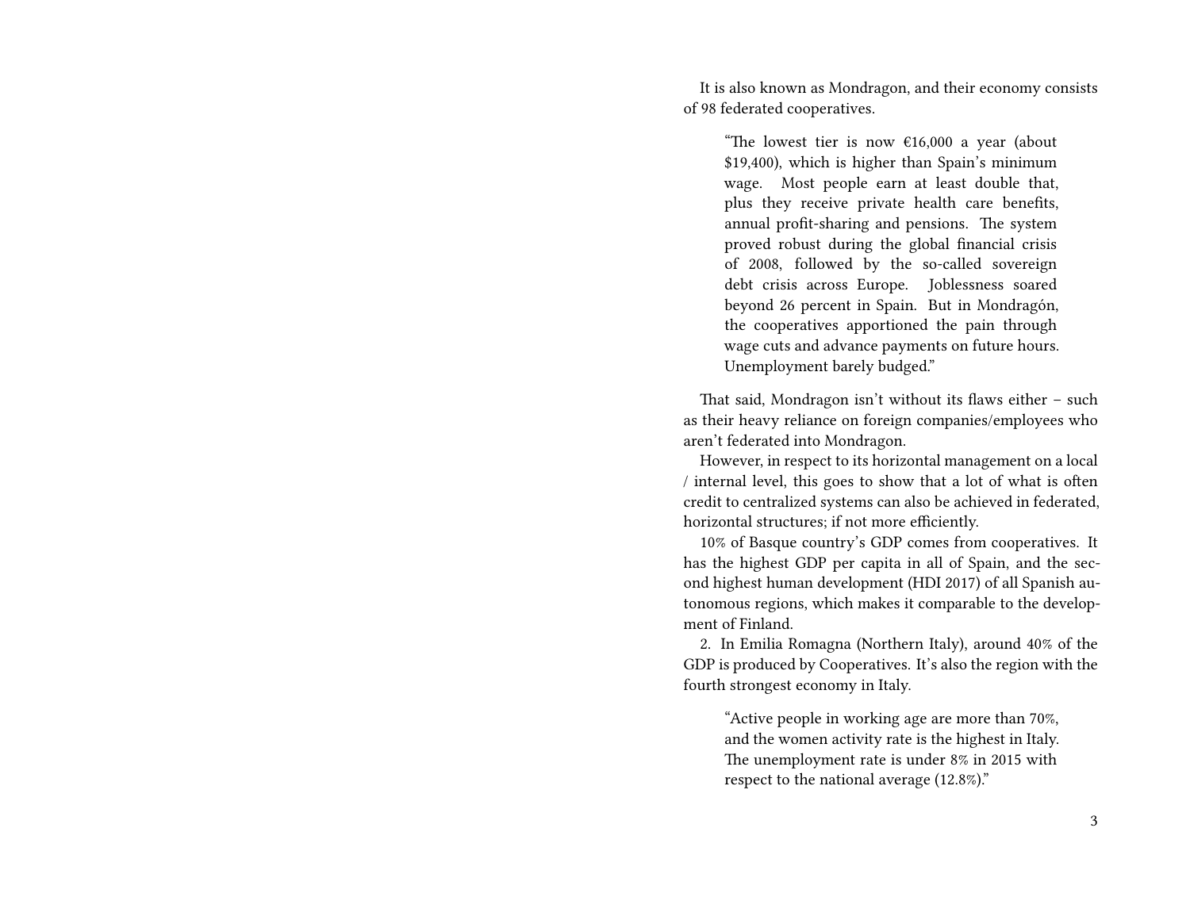It is also known as Mondragon, and their economy consists of 98 federated cooperatives.

> "The lowest tier is now €16,000 a year (about $19,400), which is higher than Spain's minimum wage. Most people earn at least double that, plus they receive private health care benefits, annual profit-sharing and pensions. The system proved robust during the global financial crisis of 2008, followed by the so-called sovereign debt crisis across Europe. Joblessness soared beyond 26 percent in Spain. But in Mondragón, the cooperatives apportioned the pain through wage cuts and advance payments on future hours. Unemployment barely budged."

That said, Mondragon isn't without its flaws either – such as their heavy reliance on foreign companies/employees who aren't federated into Mondragon.

However, in respect to its horizontal management on a local / internal level, this goes to show that a lot of what is often credit to centralized systems can also be achieved in federated, horizontal structures; if not more efficiently.

10% of Basque country's GDP comes from cooperatives. It has the highest GDP per capita in all of Spain, and the second highest human development (HDI 2017) of all Spanish autonomous regions, which makes it comparable to the development of Finland.

2. In Emilia Romagna (Northern Italy), around 40% of the GDP is produced by Cooperatives. It's also the region with the fourth strongest economy in Italy.

> "Active people in working age are more than 70%, and the women activity rate is the highest in Italy. The unemployment rate is under 8% in 2015 with respect to the national average (12.8%)."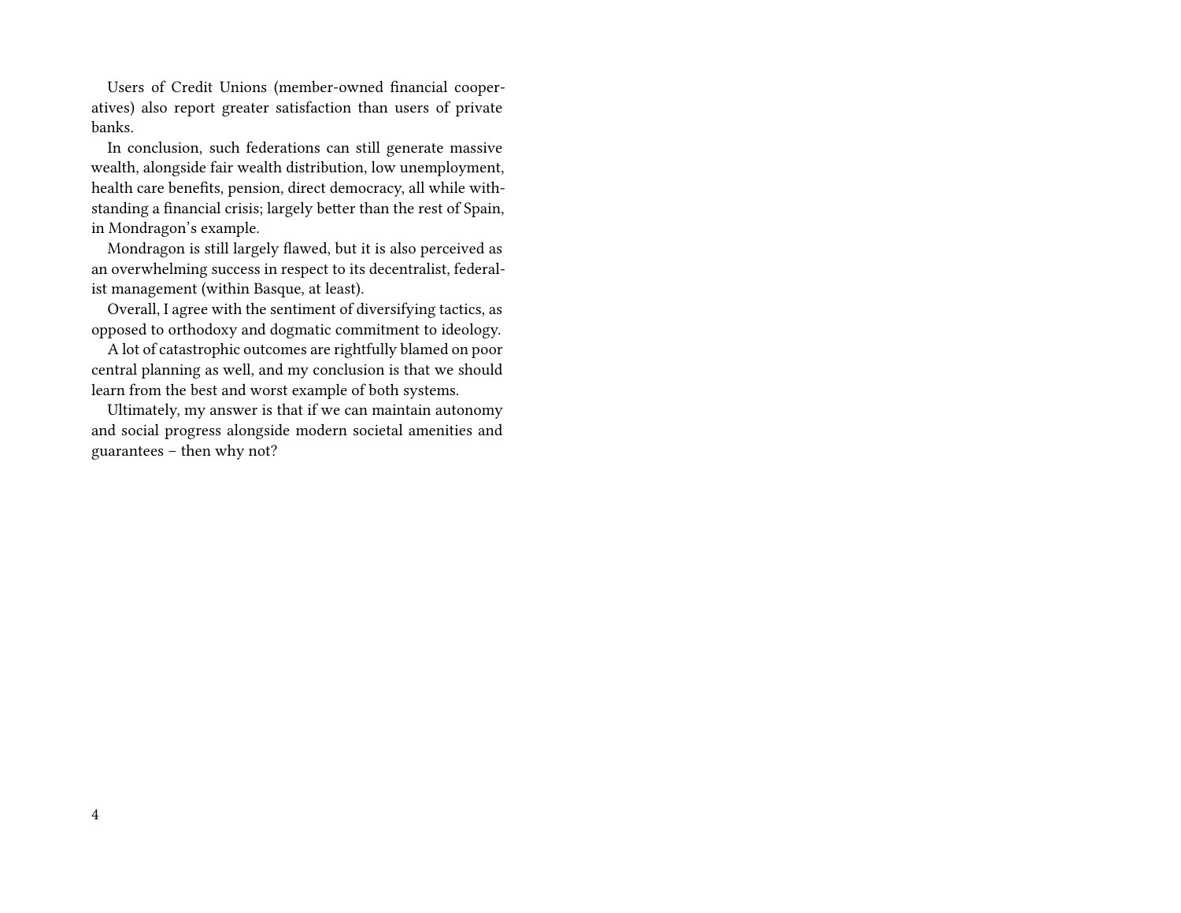Users of Credit Unions (member-owned financial cooperatives) also report greater satisfaction than users of private banks.

In conclusion, such federations can still generate massive wealth, alongside fair wealth distribution, low unemployment, health care benefits, pension, direct democracy, all while withstanding a financial crisis; largely better than the rest of Spain, in Mondragon's example.

Mondragon is still largely flawed, but it is also perceived as an overwhelming success in respect to its decentralist, federalist management (within Basque, at least).

Overall, I agree with the sentiment of diversifying tactics, as opposed to orthodoxy and dogmatic commitment to ideology.

A lot of catastrophic outcomes are rightfully blamed on poor central planning as well, and my conclusion is that we should learn from the best and worst example of both systems.

Ultimately, my answer is that if we can maintain autonomy and social progress alongside modern societal amenities and guarantees – then why not?